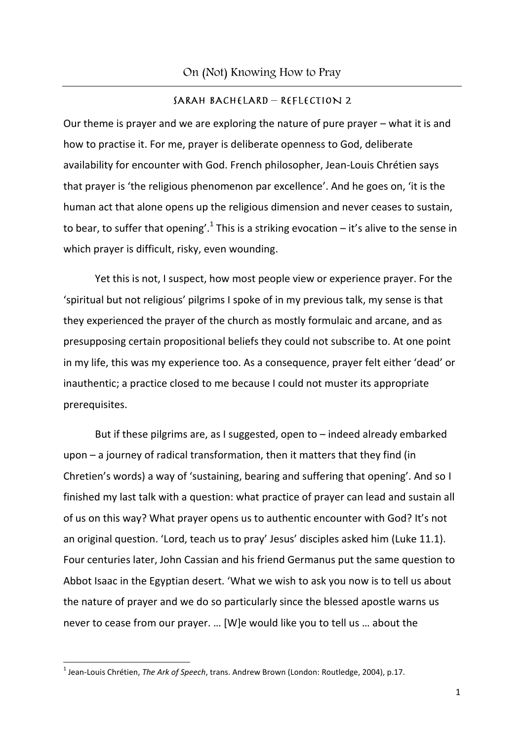# On (Not) Knowing How to Pray

## Sarah Bachelard – Reflection 2

Our theme is prayer and we are exploring the nature of pure prayer – what it is and how to practise it. For me, prayer is deliberate openness to God, deliberate availability for encounter with God. French philosopher, Jean-Louis Chrétien says that prayer is 'the religious phenomenon par excellence'. And he goes on, 'it is the human act that alone opens up the religious dimension and never ceases to sustain, to bear, to suffer that opening'.[1] This is a striking evocation – it's alive to the sense in which prayer is difficult, risky, even wounding.

Yet this is not, I suspect, how most people view or experience prayer. For the 'spiritual but not religious' pilgrims I spoke of in my previous talk, my sense is that they experienced the prayer of the church as mostly formulaic and arcane, and as presupposing certain propositional beliefs they could not subscribe to. At one point in my life, this was my experience too. As a consequence, prayer felt either 'dead' or inauthentic; a practice closed to me because I could not muster its appropriate prerequisites.

But if these pilgrims are, as I suggested, open to – indeed already embarked upon – a journey of radical transformation, then it matters that they find (in Chretien's words) a way of 'sustaining, bearing and suffering that opening'. And so I finished my last talk with a question: what practice of prayer can lead and sustain all of us on this way? What prayer opens us to authentic encounter with God? It's not an original question. 'Lord, teach us to pray' Jesus' disciples asked him (Luke 11.1). Four centuries later, John Cassian and his friend Germanus put the same question to Abbot Isaac in the Egyptian desert. 'What we wish to ask you now is to tell us about the nature of prayer and we do so particularly since the blessed apostle warns us never to cease from our prayer. … [W]e would like you to tell us … about the

---

[1] Jean-Louis Chrétien, *The Ark of Speech*, trans. Andrew Brown (London: Routledge, 2004), p.17.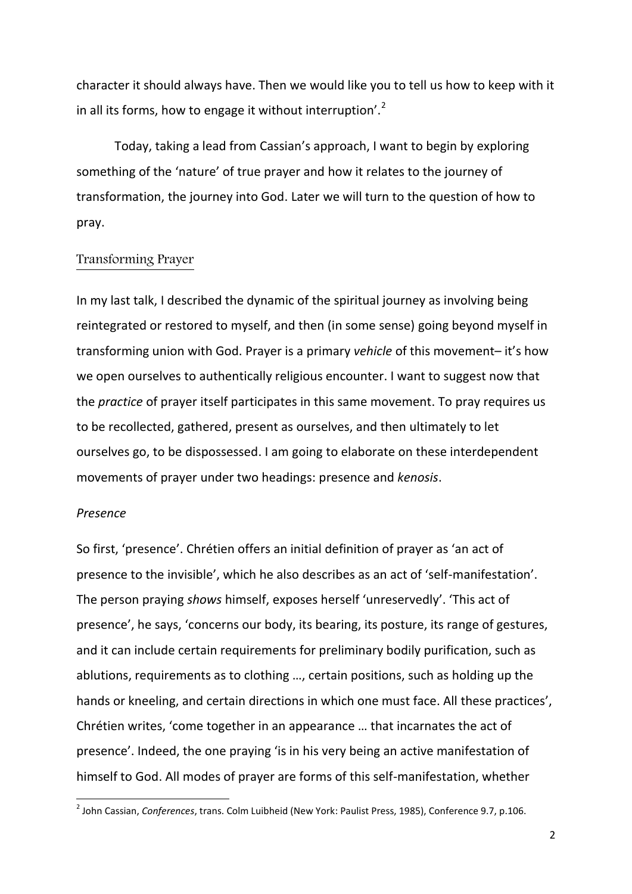character it should always have. Then we would like you to tell us how to keep with it in all its forms, how to engage it without interruption'.[2]

Today, taking a lead from Cassian's approach, I want to begin by exploring something of the 'nature' of true prayer and how it relates to the journey of transformation, the journey into God. Later we will turn to the question of how to pray.

## Transforming Prayer

In my last talk, I described the dynamic of the spiritual journey as involving being reintegrated or restored to myself, and then (in some sense) going beyond myself in transforming union with God. Prayer is a primary *vehicle* of this movement– it's how we open ourselves to authentically religious encounter. I want to suggest now that the *practice* of prayer itself participates in this same movement. To pray requires us to be recollected, gathered, present as ourselves, and then ultimately to let ourselves go, to be dispossessed. I am going to elaborate on these interdependent movements of prayer under two headings: presence and *kenosis*.

### *Presence*

So first, 'presence'. Chrétien offers an initial definition of prayer as 'an act of presence to the invisible', which he also describes as an act of 'self-manifestation'. The person praying *shows* himself, exposes herself 'unreservedly'. 'This act of presence', he says, 'concerns our body, its bearing, its posture, its range of gestures, and it can include certain requirements for preliminary bodily purification, such as ablutions, requirements as to clothing …, certain positions, such as holding up the hands or kneeling, and certain directions in which one must face. All these practices', Chrétien writes, 'come together in an appearance … that incarnates the act of presence'. Indeed, the one praying 'is in his very being an active manifestation of himself to God. All modes of prayer are forms of this self-manifestation, whether

[2] John Cassian, *Conferences*, trans. Colm Luibheid (New York: Paulist Press, 1985), Conference 9.7, p.106.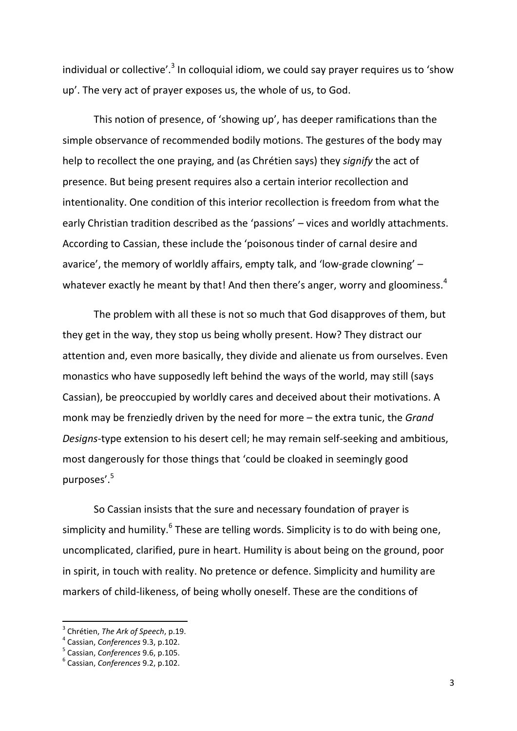individual or collective'.[3] In colloquial idiom, we could say prayer requires us to 'show up'. The very act of prayer exposes us, the whole of us, to God.

This notion of presence, of 'showing up', has deeper ramifications than the simple observance of recommended bodily motions. The gestures of the body may help to recollect the one praying, and (as Chrétien says) they *signify* the act of presence. But being present requires also a certain interior recollection and intentionality. One condition of this interior recollection is freedom from what the early Christian tradition described as the 'passions' – vices and worldly attachments. According to Cassian, these include the 'poisonous tinder of carnal desire and avarice', the memory of worldly affairs, empty talk, and 'low-grade clowning' – whatever exactly he meant by that! And then there's anger, worry and gloominess.[4]

The problem with all these is not so much that God disapproves of them, but they get in the way, they stop us being wholly present. How? They distract our attention and, even more basically, they divide and alienate us from ourselves. Even monastics who have supposedly left behind the ways of the world, may still (says Cassian), be preoccupied by worldly cares and deceived about their motivations. A monk may be frenziedly driven by the need for more – the extra tunic, the *Grand Designs*-type extension to his desert cell; he may remain self-seeking and ambitious, most dangerously for those things that 'could be cloaked in seemingly good purposes'.[5]

So Cassian insists that the sure and necessary foundation of prayer is simplicity and humility.[6] These are telling words. Simplicity is to do with being one, uncomplicated, clarified, pure in heart. Humility is about being on the ground, poor in spirit, in touch with reality. No pretence or defence. Simplicity and humility are markers of child-likeness, of being wholly oneself. These are the conditions of

---

[3] Chrétien, *The Ark of Speech*, p.19.

[4] Cassian, *Conferences* 9.3, p.102.

[5] Cassian, *Conferences* 9.6, p.105.

[6] Cassian, *Conferences* 9.2, p.102.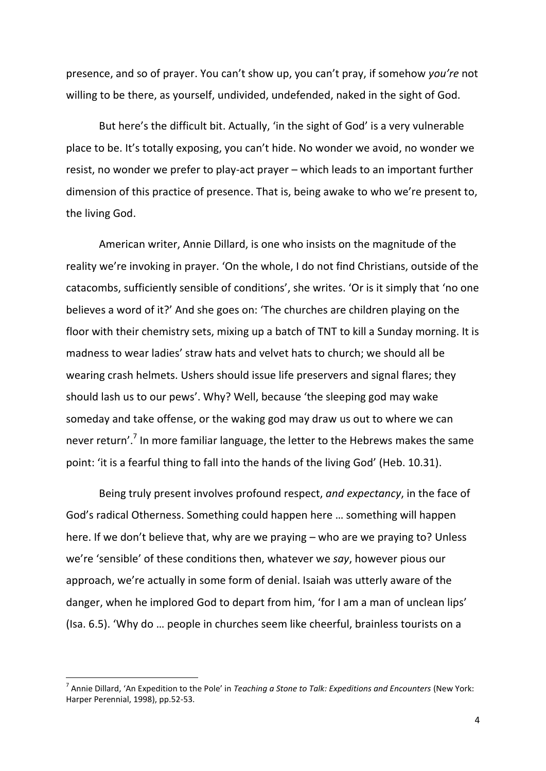presence, and so of prayer. You can't show up, you can't pray, if somehow *you're* not willing to be there, as yourself, undivided, undefended, naked in the sight of God.

But here's the difficult bit. Actually, 'in the sight of God' is a very vulnerable place to be. It's totally exposing, you can't hide. No wonder we avoid, no wonder we resist, no wonder we prefer to play-act prayer – which leads to an important further dimension of this practice of presence. That is, being awake to who we're present to, the living God.

American writer, Annie Dillard, is one who insists on the magnitude of the reality we're invoking in prayer. 'On the whole, I do not find Christians, outside of the catacombs, sufficiently sensible of conditions', she writes. 'Or is it simply that 'no one believes a word of it?' And she goes on: 'The churches are children playing on the floor with their chemistry sets, mixing up a batch of TNT to kill a Sunday morning. It is madness to wear ladies' straw hats and velvet hats to church; we should all be wearing crash helmets. Ushers should issue life preservers and signal flares; they should lash us to our pews'. Why? Well, because 'the sleeping god may wake someday and take offense, or the waking god may draw us out to where we can never return'.[7] In more familiar language, the letter to the Hebrews makes the same point: 'it is a fearful thing to fall into the hands of the living God' (Heb. 10.31).

Being truly present involves profound respect, *and expectancy*, in the face of God's radical Otherness. Something could happen here … something will happen here. If we don't believe that, why are we praying – who are we praying to? Unless we're 'sensible' of these conditions then, whatever we *say*, however pious our approach, we're actually in some form of denial. Isaiah was utterly aware of the danger, when he implored God to depart from him, 'for I am a man of unclean lips' (Isa. 6.5). 'Why do … people in churches seem like cheerful, brainless tourists on a

---

[7] Annie Dillard, 'An Expedition to the Pole' in *Teaching a Stone to Talk: Expeditions and Encounters* (New York: Harper Perennial, 1998), pp.52-53.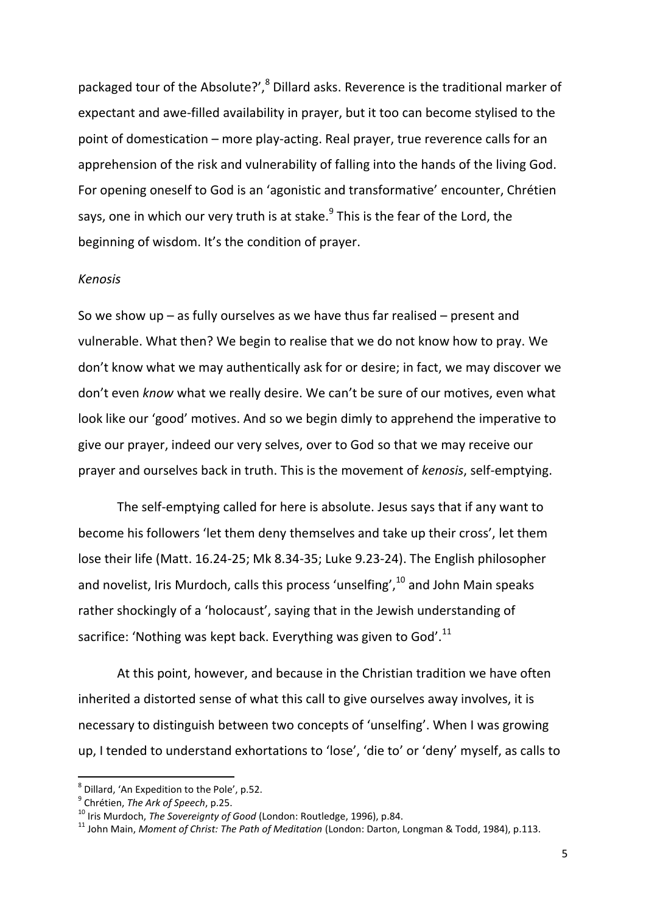packaged tour of the Absolute?',[8] Dillard asks. Reverence is the traditional marker of expectant and awe-filled availability in prayer, but it too can become stylised to the point of domestication – more play-acting. Real prayer, true reverence calls for an apprehension of the risk and vulnerability of falling into the hands of the living God. For opening oneself to God is an 'agonistic and transformative' encounter, Chrétien says, one in which our very truth is at stake.[9] This is the fear of the Lord, the beginning of wisdom. It's the condition of prayer.

*Kenosis*

So we show up – as fully ourselves as we have thus far realised – present and vulnerable. What then? We begin to realise that we do not know how to pray. We don't know what we may authentically ask for or desire; in fact, we may discover we don't even *know* what we really desire. We can't be sure of our motives, even what look like our 'good' motives. And so we begin dimly to apprehend the imperative to give our prayer, indeed our very selves, over to God so that we may receive our prayer and ourselves back in truth. This is the movement of *kenosis*, self-emptying.

The self-emptying called for here is absolute. Jesus says that if any want to become his followers 'let them deny themselves and take up their cross', let them lose their life (Matt. 16.24-25; Mk 8.34-35; Luke 9.23-24). The English philosopher and novelist, Iris Murdoch, calls this process 'unselfing',[10] and John Main speaks rather shockingly of a 'holocaust', saying that in the Jewish understanding of sacrifice: 'Nothing was kept back. Everything was given to God'.[11]

At this point, however, and because in the Christian tradition we have often inherited a distorted sense of what this call to give ourselves away involves, it is necessary to distinguish between two concepts of 'unselfing'. When I was growing up, I tended to understand exhortations to 'lose', 'die to' or 'deny' myself, as calls to

---

[8] Dillard, 'An Expedition to the Pole', p.52.

[9] Chrétien, *The Ark of Speech*, p.25.

[10] Iris Murdoch, *The Sovereignty of Good* (London: Routledge, 1996), p.84.

[11] John Main, *Moment of Christ: The Path of Meditation* (London: Darton, Longman & Todd, 1984), p.113.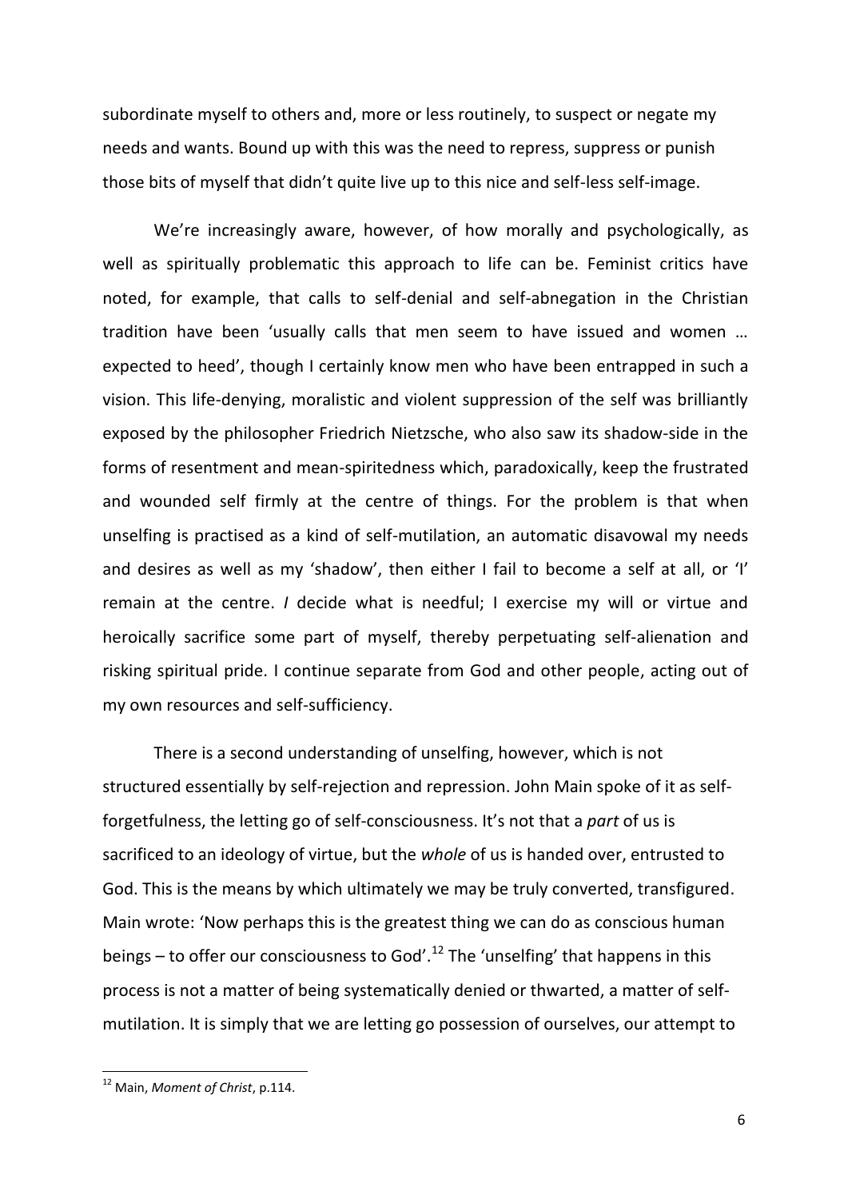subordinate myself to others and, more or less routinely, to suspect or negate my needs and wants. Bound up with this was the need to repress, suppress or punish those bits of myself that didn't quite live up to this nice and self-less self-image.

We're increasingly aware, however, of how morally and psychologically, as well as spiritually problematic this approach to life can be. Feminist critics have noted, for example, that calls to self-denial and self-abnegation in the Christian tradition have been 'usually calls that men seem to have issued and women … expected to heed', though I certainly know men who have been entrapped in such a vision. This life-denying, moralistic and violent suppression of the self was brilliantly exposed by the philosopher Friedrich Nietzsche, who also saw its shadow-side in the forms of resentment and mean-spiritedness which, paradoxically, keep the frustrated and wounded self firmly at the centre of things. For the problem is that when unselfing is practised as a kind of self-mutilation, an automatic disavowal my needs and desires as well as my 'shadow', then either I fail to become a self at all, or 'I' remain at the centre. *I* decide what is needful; I exercise my will or virtue and heroically sacrifice some part of myself, thereby perpetuating self-alienation and risking spiritual pride. I continue separate from God and other people, acting out of my own resources and self-sufficiency.

There is a second understanding of unselfing, however, which is not structured essentially by self-rejection and repression. John Main spoke of it as self-forgetfulness, the letting go of self-consciousness. It's not that a *part* of us is sacrificed to an ideology of virtue, but the *whole* of us is handed over, entrusted to God. This is the means by which ultimately we may be truly converted, transfigured. Main wrote: 'Now perhaps this is the greatest thing we can do as conscious human beings – to offer our consciousness to God'.[12] The 'unselfing' that happens in this process is not a matter of being systematically denied or thwarted, a matter of self-mutilation. It is simply that we are letting go possession of ourselves, our attempt to

[12] Main, *Moment of Christ*, p.114.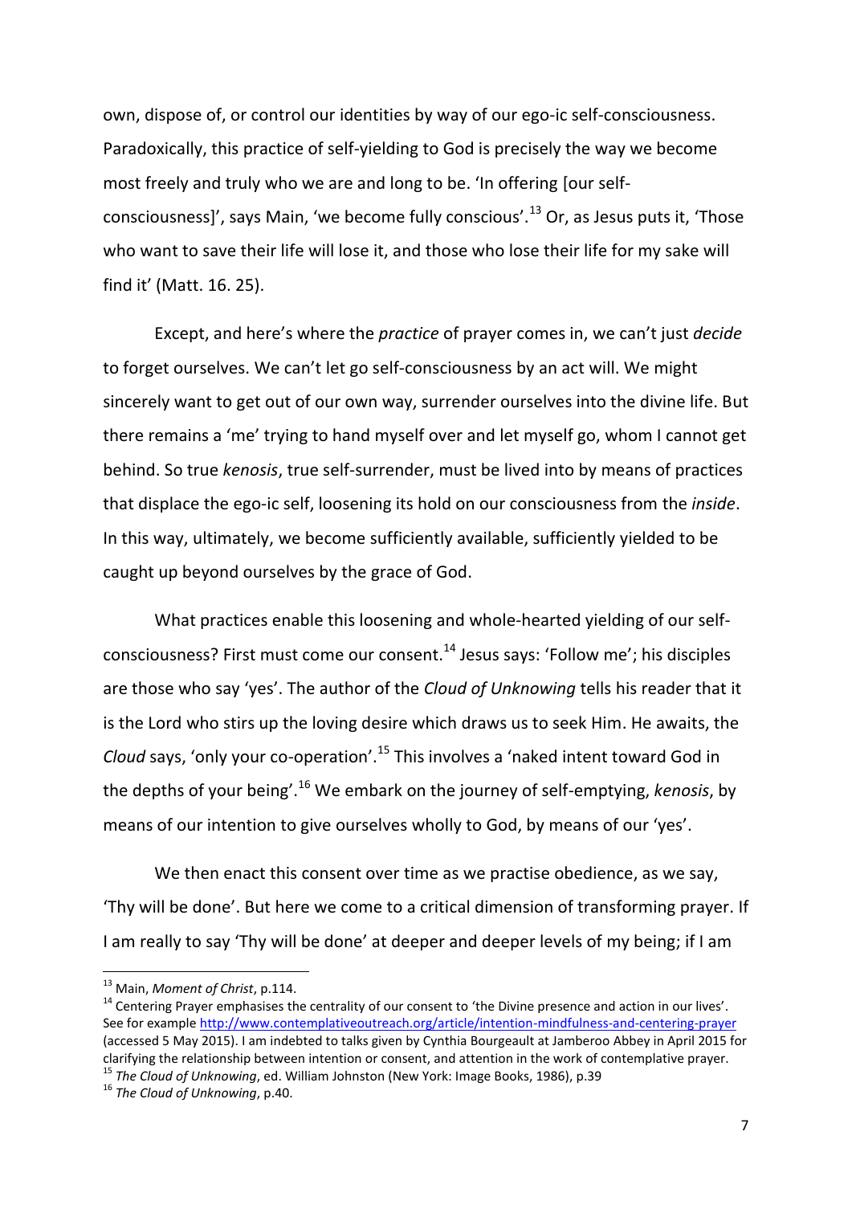own, dispose of, or control our identities by way of our ego-ic self-consciousness. Paradoxically, this practice of self-yielding to God is precisely the way we become most freely and truly who we are and long to be. 'In offering [our self-consciousness]', says Main, 'we become fully conscious'.[13] Or, as Jesus puts it, 'Those who want to save their life will lose it, and those who lose their life for my sake will find it' (Matt. 16. 25).

Except, and here's where the *practice* of prayer comes in, we can't just *decide* to forget ourselves. We can't let go self-consciousness by an act will. We might sincerely want to get out of our own way, surrender ourselves into the divine life. But there remains a 'me' trying to hand myself over and let myself go, whom I cannot get behind. So true *kenosis*, true self-surrender, must be lived into by means of practices that displace the ego-ic self, loosening its hold on our consciousness from the *inside*. In this way, ultimately, we become sufficiently available, sufficiently yielded to be caught up beyond ourselves by the grace of God.

What practices enable this loosening and whole-hearted yielding of our self-consciousness? First must come our consent.[14] Jesus says: 'Follow me'; his disciples are those who say 'yes'. The author of the *Cloud of Unknowing* tells his reader that it is the Lord who stirs up the loving desire which draws us to seek Him. He awaits, the *Cloud* says, 'only your co-operation'.[15] This involves a 'naked intent toward God in the depths of your being'.[16] We embark on the journey of self-emptying, *kenosis*, by means of our intention to give ourselves wholly to God, by means of our 'yes'.

We then enact this consent over time as we practise obedience, as we say, 'Thy will be done'. But here we come to a critical dimension of transforming prayer. If I am really to say 'Thy will be done' at deeper and deeper levels of my being; if I am

---

[13] Main, *Moment of Christ*, p.114.

[14] Centering Prayer emphasises the centrality of our consent to 'the Divine presence and action in our lives'. See for example http://www.contemplativeoutreach.org/article/intention-mindfulness-and-centering-prayer (accessed 5 May 2015). I am indebted to talks given by Cynthia Bourgeault at Jamberoo Abbey in April 2015 for clarifying the relationship between intention or consent, and attention in the work of contemplative prayer.

[15] *The Cloud of Unknowing*, ed. William Johnston (New York: Image Books, 1986), p.39

[16] *The Cloud of Unknowing*, p.40.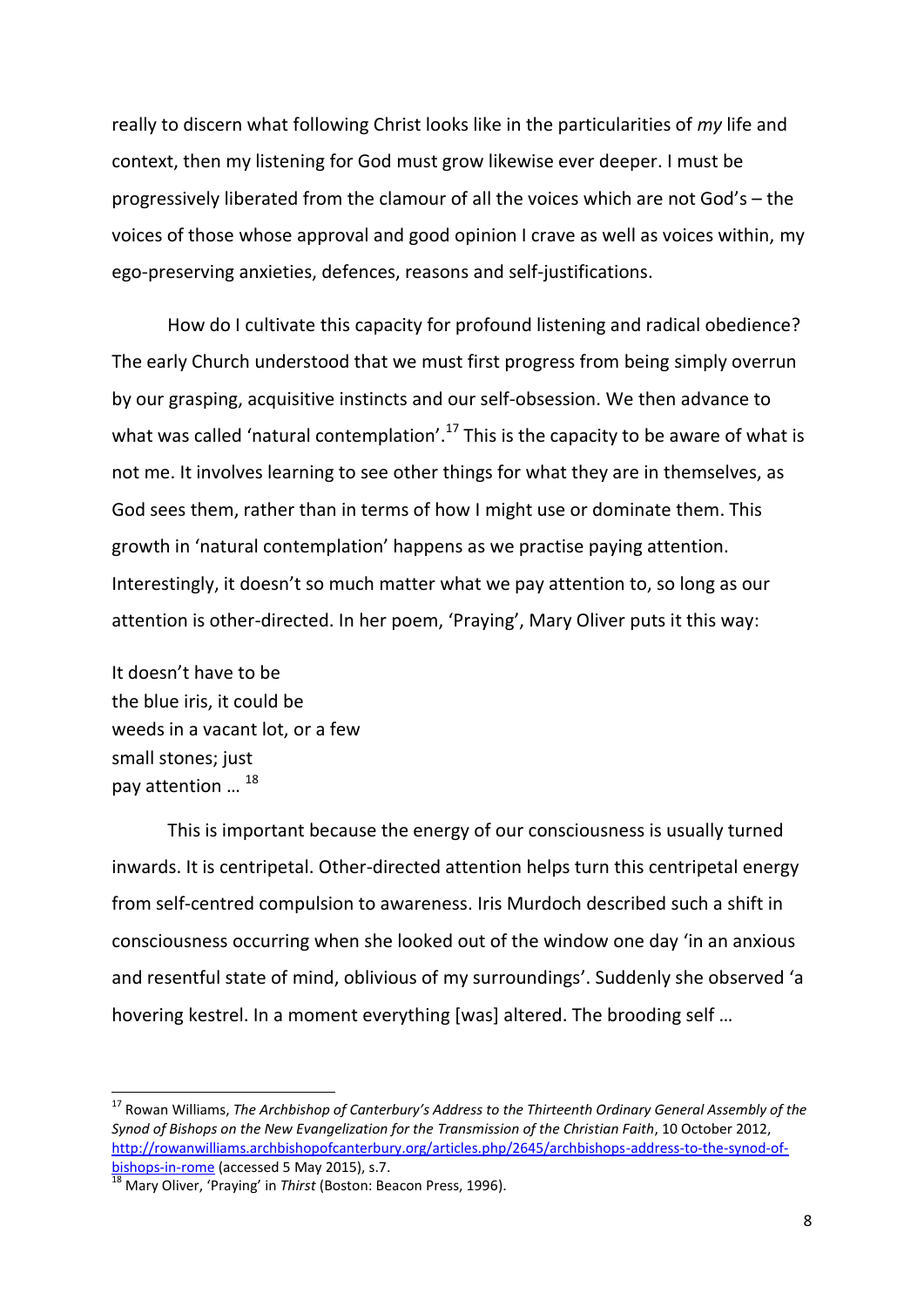really to discern what following Christ looks like in the particularities of *my* life and context, then my listening for God must grow likewise ever deeper. I must be progressively liberated from the clamour of all the voices which are not God's – the voices of those whose approval and good opinion I crave as well as voices within, my ego-preserving anxieties, defences, reasons and self-justifications.

How do I cultivate this capacity for profound listening and radical obedience? The early Church understood that we must first progress from being simply overrun by our grasping, acquisitive instincts and our self-obsession. We then advance to what was called 'natural contemplation'.[17] This is the capacity to be aware of what is not me. It involves learning to see other things for what they are in themselves, as God sees them, rather than in terms of how I might use or dominate them. This growth in 'natural contemplation' happens as we practise paying attention. Interestingly, it doesn't so much matter what we pay attention to, so long as our attention is other-directed. In her poem, 'Praying', Mary Oliver puts it this way:

It doesn't have to be  
the blue iris, it could be  
weeds in a vacant lot, or a few  
small stones; just  
pay attention … [18]

This is important because the energy of our consciousness is usually turned inwards. It is centripetal. Other-directed attention helps turn this centripetal energy from self-centred compulsion to awareness. Iris Murdoch described such a shift in consciousness occurring when she looked out of the window one day 'in an anxious and resentful state of mind, oblivious of my surroundings'. Suddenly she observed 'a hovering kestrel. In a moment everything [was] altered. The brooding self …

---

[17] Rowan Williams, *The Archbishop of Canterbury's Address to the Thirteenth Ordinary General Assembly of the Synod of Bishops on the New Evangelization for the Transmission of the Christian Faith*, 10 October 2012, http://rowanwilliams.archbishopofcanterbury.org/articles.php/2645/archbishops-address-to-the-synod-of-bishops-in-rome (accessed 5 May 2015), s.7.

[18] Mary Oliver, 'Praying' in *Thirst* (Boston: Beacon Press, 1996).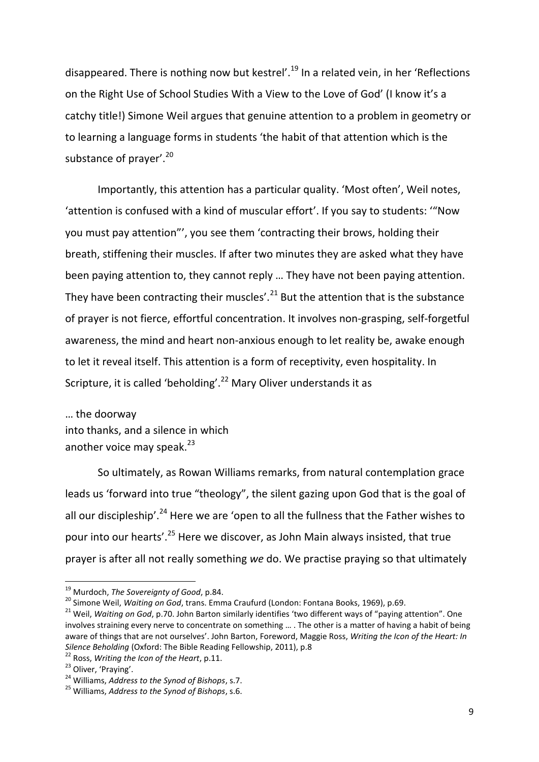disappeared. There is nothing now but kestrel'.[19] In a related vein, in her 'Reflections on the Right Use of School Studies With a View to the Love of God' (I know it's a catchy title!) Simone Weil argues that genuine attention to a problem in geometry or to learning a language forms in students 'the habit of that attention which is the substance of prayer'.[20]

Importantly, this attention has a particular quality. 'Most often', Weil notes, 'attention is confused with a kind of muscular effort'. If you say to students: '"Now you must pay attention"', you see them 'contracting their brows, holding their breath, stiffening their muscles. If after two minutes they are asked what they have been paying attention to, they cannot reply … They have not been paying attention. They have been contracting their muscles'.[21] But the attention that is the substance of prayer is not fierce, effortful concentration. It involves non-grasping, self-forgetful awareness, the mind and heart non-anxious enough to let reality be, awake enough to let it reveal itself. This attention is a form of receptivity, even hospitality. In Scripture, it is called 'beholding'.[22] Mary Oliver understands it as

… the doorway  
into thanks, and a silence in which  
another voice may speak.[23]

So ultimately, as Rowan Williams remarks, from natural contemplation grace leads us 'forward into true "theology", the silent gazing upon God that is the goal of all our discipleship'.[24] Here we are 'open to all the fullness that the Father wishes to pour into our hearts'.[25] Here we discover, as John Main always insisted, that true prayer is after all not really something *we* do. We practise praying so that ultimately

---

[19] Murdoch, *The Sovereignty of Good*, p.84.

[20] Simone Weil, *Waiting on God*, trans. Emma Craufurd (London: Fontana Books, 1969), p.69.

[21] Weil, *Waiting on God*, p.70. John Barton similarly identifies 'two different ways of "paying attention". One involves straining every nerve to concentrate on something … . The other is a matter of having a habit of being aware of things that are not ourselves'. John Barton, Foreword, Maggie Ross, *Writing the Icon of the Heart: In Silence Beholding* (Oxford: The Bible Reading Fellowship, 2011), p.8

[22] Ross, *Writing the Icon of the Heart*, p.11.

[23] Oliver, 'Praying'.

[24] Williams, *Address to the Synod of Bishops*, s.7.

[25] Williams, *Address to the Synod of Bishops*, s.6.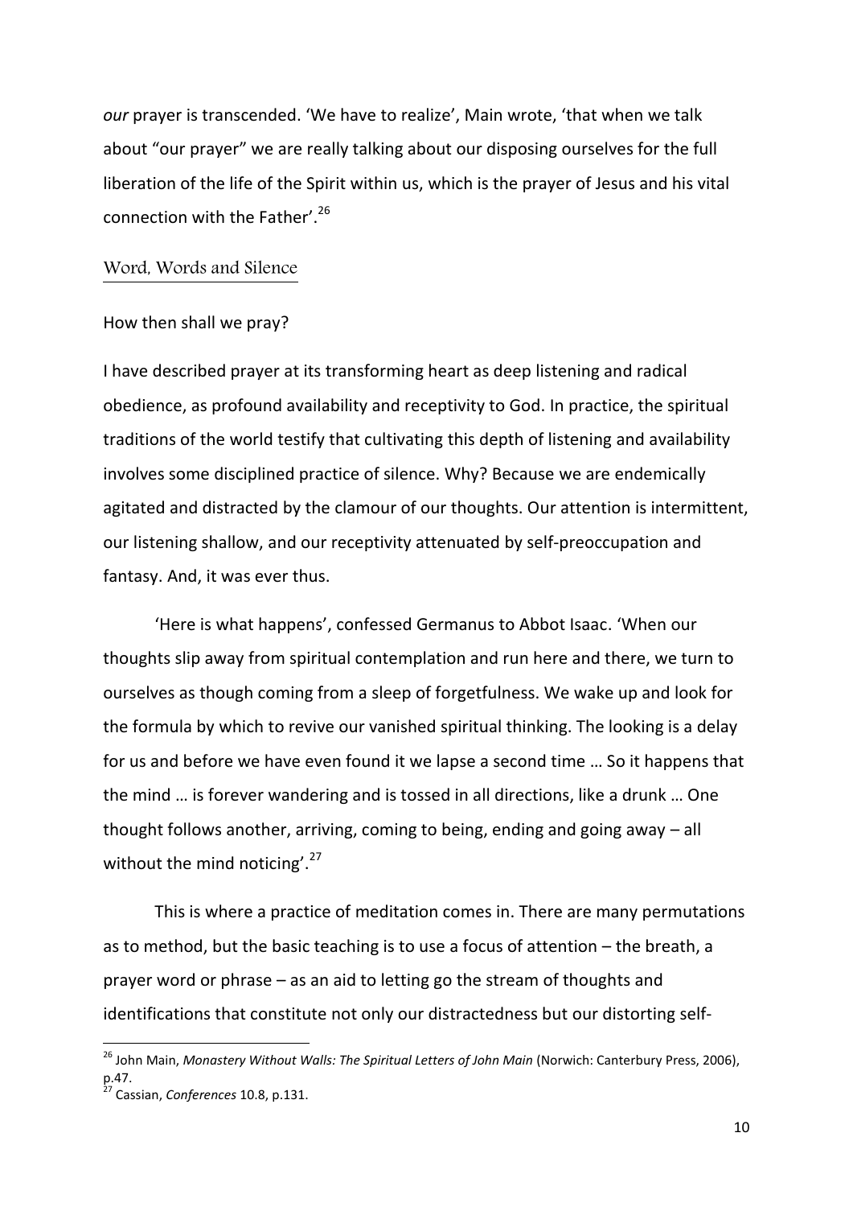*our* prayer is transcended. 'We have to realize', Main wrote, 'that when we talk about "our prayer" we are really talking about our disposing ourselves for the full liberation of the life of the Spirit within us, which is the prayer of Jesus and his vital connection with the Father'.[26]

## Word, Words and Silence

How then shall we pray?

I have described prayer at its transforming heart as deep listening and radical obedience, as profound availability and receptivity to God. In practice, the spiritual traditions of the world testify that cultivating this depth of listening and availability involves some disciplined practice of silence. Why? Because we are endemically agitated and distracted by the clamour of our thoughts. Our attention is intermittent, our listening shallow, and our receptivity attenuated by self-preoccupation and fantasy. And, it was ever thus.

'Here is what happens', confessed Germanus to Abbot Isaac. 'When our thoughts slip away from spiritual contemplation and run here and there, we turn to ourselves as though coming from a sleep of forgetfulness. We wake up and look for the formula by which to revive our vanished spiritual thinking. The looking is a delay for us and before we have even found it we lapse a second time … So it happens that the mind … is forever wandering and is tossed in all directions, like a drunk … One thought follows another, arriving, coming to being, ending and going away – all without the mind noticing'.[27]

This is where a practice of meditation comes in. There are many permutations as to method, but the basic teaching is to use a focus of attention – the breath, a prayer word or phrase – as an aid to letting go the stream of thoughts and identifications that constitute not only our distractedness but our distorting self-

---

[26] John Main, *Monastery Without Walls: The Spiritual Letters of John Main* (Norwich: Canterbury Press, 2006), p.47.

[27] Cassian, *Conferences* 10.8, p.131.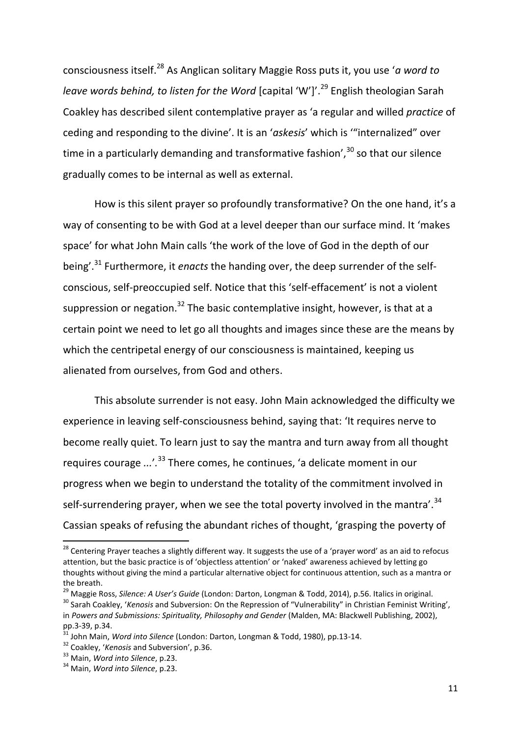consciousness itself.[28] As Anglican solitary Maggie Ross puts it, you use '*a word to leave words behind, to listen for the Word* [capital 'W']'.[29] English theologian Sarah Coakley has described silent contemplative prayer as 'a regular and willed *practice* of ceding and responding to the divine'. It is an '*askesis*' which is '"internalized" over time in a particularly demanding and transformative fashion',[30] so that our silence gradually comes to be internal as well as external.

How is this silent prayer so profoundly transformative? On the one hand, it's a way of consenting to be with God at a level deeper than our surface mind. It 'makes space' for what John Main calls 'the work of the love of God in the depth of our being'.[31] Furthermore, it *enacts* the handing over, the deep surrender of the self-conscious, self-preoccupied self. Notice that this 'self-effacement' is not a violent suppression or negation.[32] The basic contemplative insight, however, is that at a certain point we need to let go all thoughts and images since these are the means by which the centripetal energy of our consciousness is maintained, keeping us alienated from ourselves, from God and others.

This absolute surrender is not easy. John Main acknowledged the difficulty we experience in leaving self-consciousness behind, saying that: 'It requires nerve to become really quiet. To learn just to say the mantra and turn away from all thought requires courage ...'.[33] There comes, he continues, 'a delicate moment in our progress when we begin to understand the totality of the commitment involved in self-surrendering prayer, when we see the total poverty involved in the mantra'.[34] Cassian speaks of refusing the abundant riches of thought, 'grasping the poverty of

---

[28] Centering Prayer teaches a slightly different way. It suggests the use of a 'prayer word' as an aid to refocus attention, but the basic practice is of 'objectless attention' or 'naked' awareness achieved by letting go thoughts without giving the mind a particular alternative object for continuous attention, such as a mantra or the breath.

[29] Maggie Ross, *Silence: A User's Guide* (London: Darton, Longman & Todd, 2014), p.56. Italics in original.

[30] Sarah Coakley, '*Kenosis* and Subversion: On the Repression of "Vulnerability" in Christian Feminist Writing', in *Powers and Submissions: Spirituality, Philosophy and Gender* (Malden, MA: Blackwell Publishing, 2002), pp.3-39, p.34.

[31] John Main, *Word into Silence* (London: Darton, Longman & Todd, 1980), pp.13-14.

[32] Coakley, '*Kenosis* and Subversion', p.36.

[33] Main, *Word into Silence*, p.23.

[34] Main, *Word into Silence*, p.23.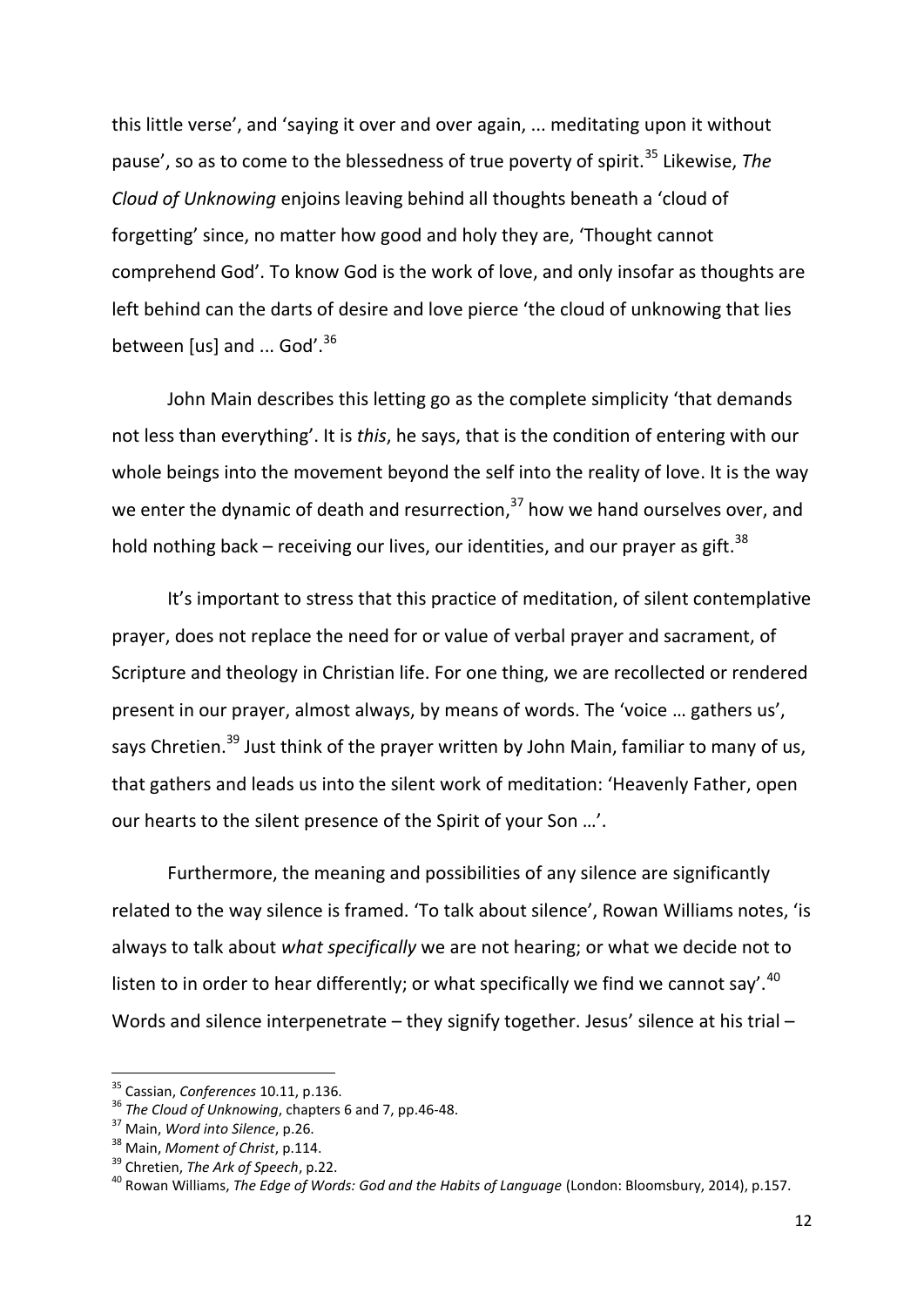this little verse', and 'saying it over and over again, ... meditating upon it without pause', so as to come to the blessedness of true poverty of spirit.[35] Likewise, *The Cloud of Unknowing* enjoins leaving behind all thoughts beneath a 'cloud of forgetting' since, no matter how good and holy they are, 'Thought cannot comprehend God'. To know God is the work of love, and only insofar as thoughts are left behind can the darts of desire and love pierce 'the cloud of unknowing that lies between [us] and ... God'.[36]

John Main describes this letting go as the complete simplicity 'that demands not less than everything'. It is *this*, he says, that is the condition of entering with our whole beings into the movement beyond the self into the reality of love. It is the way we enter the dynamic of death and resurrection,[37] how we hand ourselves over, and hold nothing back – receiving our lives, our identities, and our prayer as gift.[38]

It's important to stress that this practice of meditation, of silent contemplative prayer, does not replace the need for or value of verbal prayer and sacrament, of Scripture and theology in Christian life. For one thing, we are recollected or rendered present in our prayer, almost always, by means of words. The 'voice … gathers us', says Chretien.[39] Just think of the prayer written by John Main, familiar to many of us, that gathers and leads us into the silent work of meditation: 'Heavenly Father, open our hearts to the silent presence of the Spirit of your Son …'.

Furthermore, the meaning and possibilities of any silence are significantly related to the way silence is framed. 'To talk about silence', Rowan Williams notes, 'is always to talk about *what specifically* we are not hearing; or what we decide not to listen to in order to hear differently; or what specifically we find we cannot say'.[40] Words and silence interpenetrate – they signify together. Jesus' silence at his trial –

---

[35] Cassian, *Conferences* 10.11, p.136.

[36] *The Cloud of Unknowing*, chapters 6 and 7, pp.46-48.

[37] Main, *Word into Silence*, p.26.

[38] Main, *Moment of Christ*, p.114.

[39] Chretien, *The Ark of Speech*, p.22.

[40] Rowan Williams, *The Edge of Words: God and the Habits of Language* (London: Bloomsbury, 2014), p.157.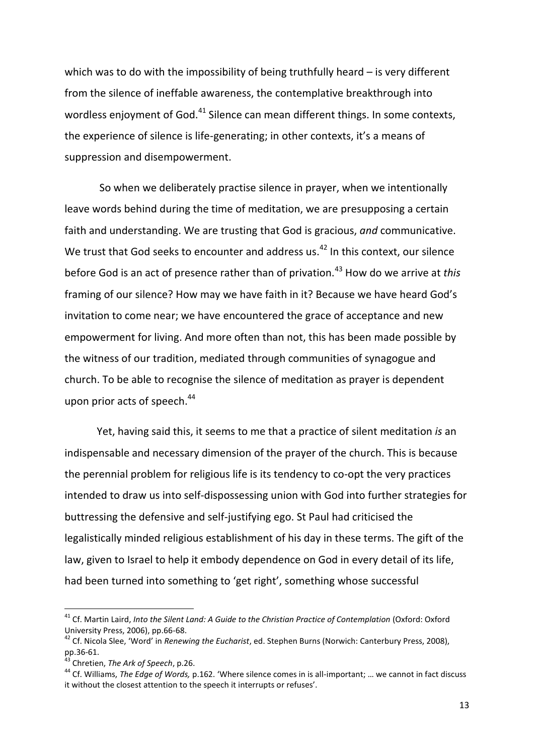which was to do with the impossibility of being truthfully heard – is very different from the silence of ineffable awareness, the contemplative breakthrough into wordless enjoyment of God.[41] Silence can mean different things. In some contexts, the experience of silence is life-generating; in other contexts, it's a means of suppression and disempowerment.

So when we deliberately practise silence in prayer, when we intentionally leave words behind during the time of meditation, we are presupposing a certain faith and understanding. We are trusting that God is gracious, *and* communicative. We trust that God seeks to encounter and address us.[42] In this context, our silence before God is an act of presence rather than of privation.[43] How do we arrive at *this* framing of our silence? How may we have faith in it? Because we have heard God's invitation to come near; we have encountered the grace of acceptance and new empowerment for living. And more often than not, this has been made possible by the witness of our tradition, mediated through communities of synagogue and church. To be able to recognise the silence of meditation as prayer is dependent upon prior acts of speech.[44]

Yet, having said this, it seems to me that a practice of silent meditation *is* an indispensable and necessary dimension of the prayer of the church. This is because the perennial problem for religious life is its tendency to co-opt the very practices intended to draw us into self-dispossessing union with God into further strategies for buttressing the defensive and self-justifying ego. St Paul had criticised the legalistically minded religious establishment of his day in these terms. The gift of the law, given to Israel to help it embody dependence on God in every detail of its life, had been turned into something to 'get right', something whose successful

---

[41] Cf. Martin Laird, *Into the Silent Land: A Guide to the Christian Practice of Contemplation* (Oxford: Oxford University Press, 2006), pp.66-68.

[42] Cf. Nicola Slee, 'Word' in *Renewing the Eucharist*, ed. Stephen Burns (Norwich: Canterbury Press, 2008), pp.36-61.

[43] Chretien, *The Ark of Speech*, p.26.

[44] Cf. Williams, *The Edge of Words,* p.162. 'Where silence comes in is all-important; … we cannot in fact discuss it without the closest attention to the speech it interrupts or refuses'.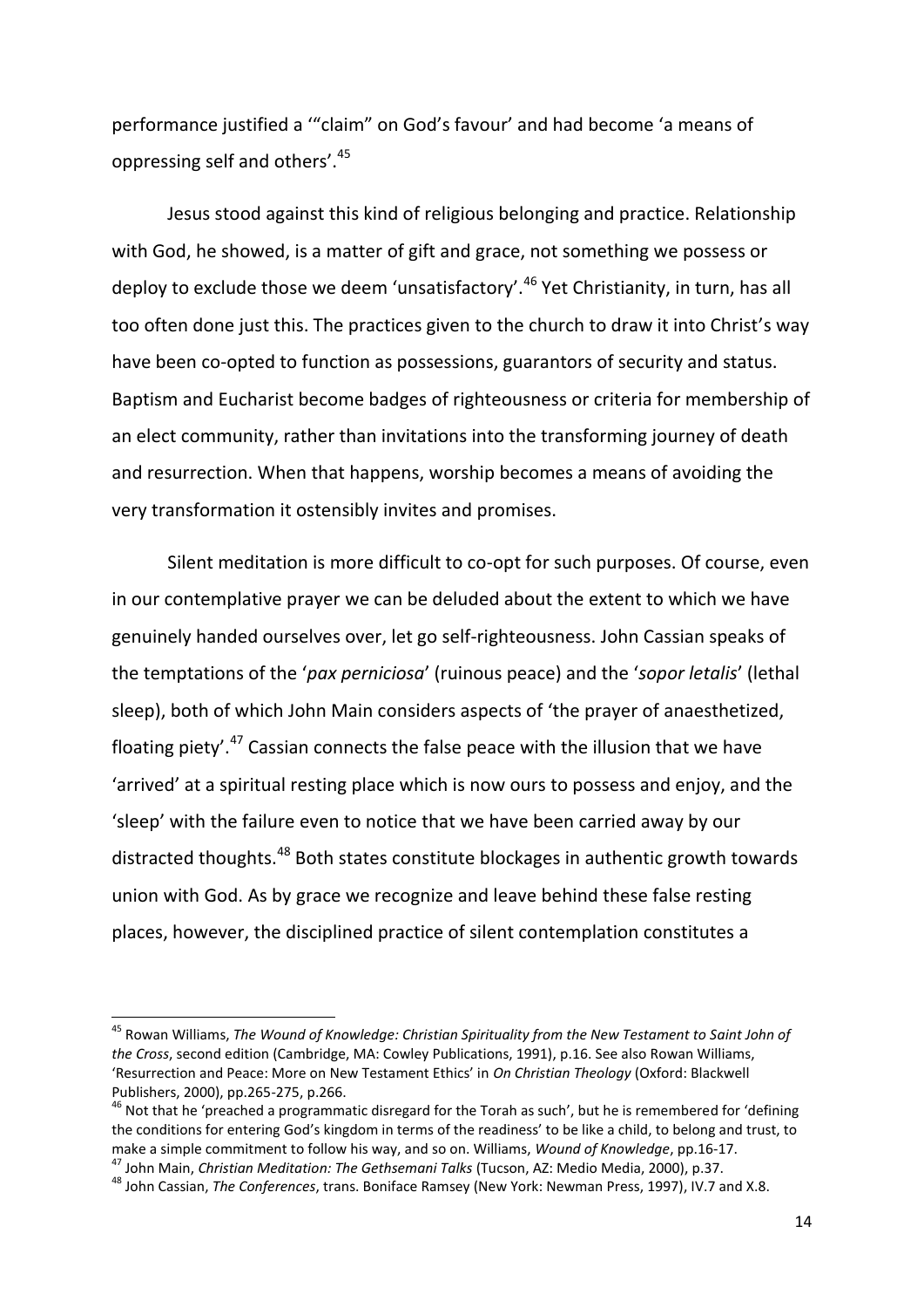performance justified a '"claim" on God's favour' and had become 'a means of oppressing self and others'.[45]

Jesus stood against this kind of religious belonging and practice. Relationship with God, he showed, is a matter of gift and grace, not something we possess or deploy to exclude those we deem 'unsatisfactory'.[46] Yet Christianity, in turn, has all too often done just this. The practices given to the church to draw it into Christ's way have been co-opted to function as possessions, guarantors of security and status. Baptism and Eucharist become badges of righteousness or criteria for membership of an elect community, rather than invitations into the transforming journey of death and resurrection. When that happens, worship becomes a means of avoiding the very transformation it ostensibly invites and promises.

Silent meditation is more difficult to co-opt for such purposes. Of course, even in our contemplative prayer we can be deluded about the extent to which we have genuinely handed ourselves over, let go self-righteousness. John Cassian speaks of the temptations of the '*pax perniciosa*' (ruinous peace) and the '*sopor letalis*' (lethal sleep), both of which John Main considers aspects of 'the prayer of anaesthetized, floating piety'.[47] Cassian connects the false peace with the illusion that we have 'arrived' at a spiritual resting place which is now ours to possess and enjoy, and the 'sleep' with the failure even to notice that we have been carried away by our distracted thoughts.[48] Both states constitute blockages in authentic growth towards union with God. As by grace we recognize and leave behind these false resting places, however, the disciplined practice of silent contemplation constitutes a

---

[45] Rowan Williams, *The Wound of Knowledge: Christian Spirituality from the New Testament to Saint John of the Cross*, second edition (Cambridge, MA: Cowley Publications, 1991), p.16. See also Rowan Williams, 'Resurrection and Peace: More on New Testament Ethics' in *On Christian Theology* (Oxford: Blackwell Publishers, 2000), pp.265-275, p.266.

[46] Not that he 'preached a programmatic disregard for the Torah as such', but he is remembered for 'defining the conditions for entering God's kingdom in terms of the readiness' to be like a child, to belong and trust, to make a simple commitment to follow his way, and so on. Williams, *Wound of Knowledge*, pp.16-17.

[47] John Main, *Christian Meditation: The Gethsemani Talks* (Tucson, AZ: Medio Media, 2000), p.37.

[48] John Cassian, *The Conferences*, trans. Boniface Ramsey (New York: Newman Press, 1997), IV.7 and X.8.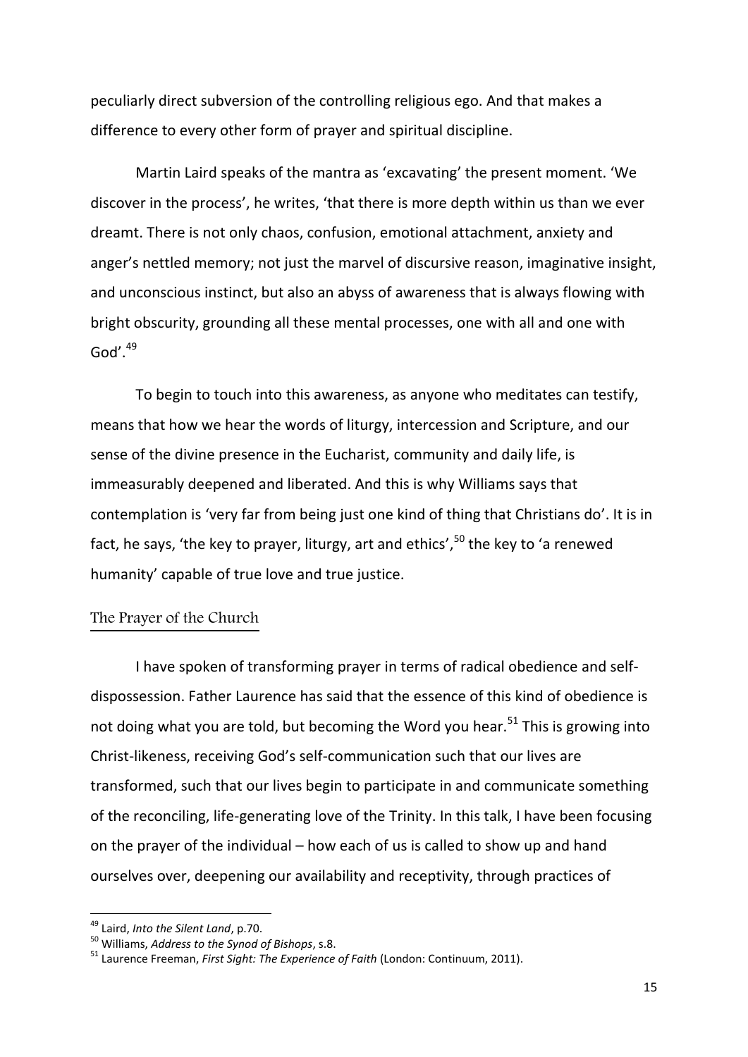peculiarly direct subversion of the controlling religious ego. And that makes a difference to every other form of prayer and spiritual discipline.

Martin Laird speaks of the mantra as 'excavating' the present moment. 'We discover in the process', he writes, 'that there is more depth within us than we ever dreamt. There is not only chaos, confusion, emotional attachment, anxiety and anger's nettled memory; not just the marvel of discursive reason, imaginative insight, and unconscious instinct, but also an abyss of awareness that is always flowing with bright obscurity, grounding all these mental processes, one with all and one with God'.[49]

To begin to touch into this awareness, as anyone who meditates can testify, means that how we hear the words of liturgy, intercession and Scripture, and our sense of the divine presence in the Eucharist, community and daily life, is immeasurably deepened and liberated. And this is why Williams says that contemplation is 'very far from being just one kind of thing that Christians do'. It is in fact, he says, 'the key to prayer, liturgy, art and ethics',[50] the key to 'a renewed humanity' capable of true love and true justice.

## The Prayer of the Church

I have spoken of transforming prayer in terms of radical obedience and self-dispossession. Father Laurence has said that the essence of this kind of obedience is not doing what you are told, but becoming the Word you hear.[51] This is growing into Christ-likeness, receiving God's self-communication such that our lives are transformed, such that our lives begin to participate in and communicate something of the reconciling, life-generating love of the Trinity. In this talk, I have been focusing on the prayer of the individual – how each of us is called to show up and hand ourselves over, deepening our availability and receptivity, through practices of

---

[49] Laird, *Into the Silent Land*, p.70.

[50] Williams, *Address to the Synod of Bishops*, s.8.

[51] Laurence Freeman, *First Sight: The Experience of Faith* (London: Continuum, 2011).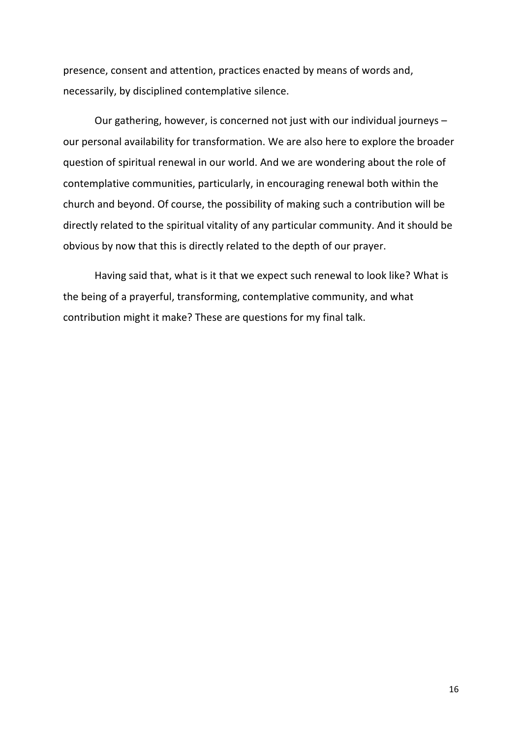presence, consent and attention, practices enacted by means of words and, necessarily, by disciplined contemplative silence.

Our gathering, however, is concerned not just with our individual journeys – our personal availability for transformation. We are also here to explore the broader question of spiritual renewal in our world. And we are wondering about the role of contemplative communities, particularly, in encouraging renewal both within the church and beyond. Of course, the possibility of making such a contribution will be directly related to the spiritual vitality of any particular community. And it should be obvious by now that this is directly related to the depth of our prayer.

Having said that, what is it that we expect such renewal to look like? What is the being of a prayerful, transforming, contemplative community, and what contribution might it make? These are questions for my final talk.